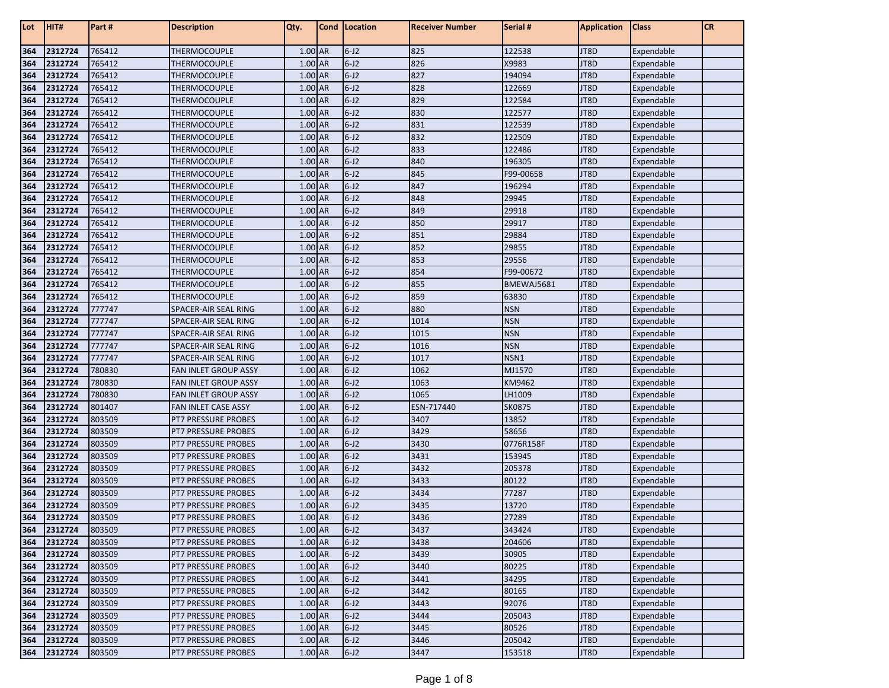| Lot | HIT# | Part # | Description | Qty. | Cond | Location | Receiver Number | Serial # | Application | Class | CR |
|---|---|---|---|---|---|---|---|---|---|---|---|
| 364 | 2312724 | 765412 | THERMOCOUPLE | 1.00 | AR | 6-J2 | 825 | 122538 | JT8D | Expendable | |
| 364 | 2312724 | 765412 | THERMOCOUPLE | 1.00 | AR | 6-J2 | 826 | X9983 | JT8D | Expendable | |
| 364 | 2312724 | 765412 | THERMOCOUPLE | 1.00 | AR | 6-J2 | 827 | 194094 | JT8D | Expendable | |
| 364 | 2312724 | 765412 | THERMOCOUPLE | 1.00 | AR | 6-J2 | 828 | 122669 | JT8D | Expendable | |
| 364 | 2312724 | 765412 | THERMOCOUPLE | 1.00 | AR | 6-J2 | 829 | 122584 | JT8D | Expendable | |
| 364 | 2312724 | 765412 | THERMOCOUPLE | 1.00 | AR | 6-J2 | 830 | 122577 | JT8D | Expendable | |
| 364 | 2312724 | 765412 | THERMOCOUPLE | 1.00 | AR | 6-J2 | 831 | 122539 | JT8D | Expendable | |
| 364 | 2312724 | 765412 | THERMOCOUPLE | 1.00 | AR | 6-J2 | 832 | 122509 | JT8D | Expendable | |
| 364 | 2312724 | 765412 | THERMOCOUPLE | 1.00 | AR | 6-J2 | 833 | 122486 | JT8D | Expendable | |
| 364 | 2312724 | 765412 | THERMOCOUPLE | 1.00 | AR | 6-J2 | 840 | 196305 | JT8D | Expendable | |
| 364 | 2312724 | 765412 | THERMOCOUPLE | 1.00 | AR | 6-J2 | 845 | F99-00658 | JT8D | Expendable | |
| 364 | 2312724 | 765412 | THERMOCOUPLE | 1.00 | AR | 6-J2 | 847 | 196294 | JT8D | Expendable | |
| 364 | 2312724 | 765412 | THERMOCOUPLE | 1.00 | AR | 6-J2 | 848 | 29945 | JT8D | Expendable | |
| 364 | 2312724 | 765412 | THERMOCOUPLE | 1.00 | AR | 6-J2 | 849 | 29918 | JT8D | Expendable | |
| 364 | 2312724 | 765412 | THERMOCOUPLE | 1.00 | AR | 6-J2 | 850 | 29917 | JT8D | Expendable | |
| 364 | 2312724 | 765412 | THERMOCOUPLE | 1.00 | AR | 6-J2 | 851 | 29884 | JT8D | Expendable | |
| 364 | 2312724 | 765412 | THERMOCOUPLE | 1.00 | AR | 6-J2 | 852 | 29855 | JT8D | Expendable | |
| 364 | 2312724 | 765412 | THERMOCOUPLE | 1.00 | AR | 6-J2 | 853 | 29556 | JT8D | Expendable | |
| 364 | 2312724 | 765412 | THERMOCOUPLE | 1.00 | AR | 6-J2 | 854 | F99-00672 | JT8D | Expendable | |
| 364 | 2312724 | 765412 | THERMOCOUPLE | 1.00 | AR | 6-J2 | 855 | BMEWAJ5681 | JT8D | Expendable | |
| 364 | 2312724 | 765412 | THERMOCOUPLE | 1.00 | AR | 6-J2 | 859 | 63830 | JT8D | Expendable | |
| 364 | 2312724 | 777747 | SPACER-AIR SEAL RING | 1.00 | AR | 6-J2 | 880 | NSN | JT8D | Expendable | |
| 364 | 2312724 | 777747 | SPACER-AIR SEAL RING | 1.00 | AR | 6-J2 | 1014 | NSN | JT8D | Expendable | |
| 364 | 2312724 | 777747 | SPACER-AIR SEAL RING | 1.00 | AR | 6-J2 | 1015 | NSN | JT8D | Expendable | |
| 364 | 2312724 | 777747 | SPACER-AIR SEAL RING | 1.00 | AR | 6-J2 | 1016 | NSN | JT8D | Expendable | |
| 364 | 2312724 | 777747 | SPACER-AIR SEAL RING | 1.00 | AR | 6-J2 | 1017 | NSN1 | JT8D | Expendable | |
| 364 | 2312724 | 780830 | FAN INLET GROUP ASSY | 1.00 | AR | 6-J2 | 1062 | MJ1570 | JT8D | Expendable | |
| 364 | 2312724 | 780830 | FAN INLET GROUP ASSY | 1.00 | AR | 6-J2 | 1063 | KM9462 | JT8D | Expendable | |
| 364 | 2312724 | 780830 | FAN INLET GROUP ASSY | 1.00 | AR | 6-J2 | 1065 | LH1009 | JT8D | Expendable | |
| 364 | 2312724 | 801407 | FAN INLET CASE ASSY | 1.00 | AR | 6-J2 | ESN-717440 | SK0875 | JT8D | Expendable | |
| 364 | 2312724 | 803509 | PT7 PRESSURE PROBES | 1.00 | AR | 6-J2 | 3407 | 13852 | JT8D | Expendable | |
| 364 | 2312724 | 803509 | PT7 PRESSURE PROBES | 1.00 | AR | 6-J2 | 3429 | 58656 | JT8D | Expendable | |
| 364 | 2312724 | 803509 | PT7 PRESSURE PROBES | 1.00 | AR | 6-J2 | 3430 | 0776R158F | JT8D | Expendable | |
| 364 | 2312724 | 803509 | PT7 PRESSURE PROBES | 1.00 | AR | 6-J2 | 3431 | 153945 | JT8D | Expendable | |
| 364 | 2312724 | 803509 | PT7 PRESSURE PROBES | 1.00 | AR | 6-J2 | 3432 | 205378 | JT8D | Expendable | |
| 364 | 2312724 | 803509 | PT7 PRESSURE PROBES | 1.00 | AR | 6-J2 | 3433 | 80122 | JT8D | Expendable | |
| 364 | 2312724 | 803509 | PT7 PRESSURE PROBES | 1.00 | AR | 6-J2 | 3434 | 77287 | JT8D | Expendable | |
| 364 | 2312724 | 803509 | PT7 PRESSURE PROBES | 1.00 | AR | 6-J2 | 3435 | 13720 | JT8D | Expendable | |
| 364 | 2312724 | 803509 | PT7 PRESSURE PROBES | 1.00 | AR | 6-J2 | 3436 | 27289 | JT8D | Expendable | |
| 364 | 2312724 | 803509 | PT7 PRESSURE PROBES | 1.00 | AR | 6-J2 | 3437 | 343424 | JT8D | Expendable | |
| 364 | 2312724 | 803509 | PT7 PRESSURE PROBES | 1.00 | AR | 6-J2 | 3438 | 204606 | JT8D | Expendable | |
| 364 | 2312724 | 803509 | PT7 PRESSURE PROBES | 1.00 | AR | 6-J2 | 3439 | 30905 | JT8D | Expendable | |
| 364 | 2312724 | 803509 | PT7 PRESSURE PROBES | 1.00 | AR | 6-J2 | 3440 | 80225 | JT8D | Expendable | |
| 364 | 2312724 | 803509 | PT7 PRESSURE PROBES | 1.00 | AR | 6-J2 | 3441 | 34295 | JT8D | Expendable | |
| 364 | 2312724 | 803509 | PT7 PRESSURE PROBES | 1.00 | AR | 6-J2 | 3442 | 80165 | JT8D | Expendable | |
| 364 | 2312724 | 803509 | PT7 PRESSURE PROBES | 1.00 | AR | 6-J2 | 3443 | 92076 | JT8D | Expendable | |
| 364 | 2312724 | 803509 | PT7 PRESSURE PROBES | 1.00 | AR | 6-J2 | 3444 | 205043 | JT8D | Expendable | |
| 364 | 2312724 | 803509 | PT7 PRESSURE PROBES | 1.00 | AR | 6-J2 | 3445 | 80526 | JT8D | Expendable | |
| 364 | 2312724 | 803509 | PT7 PRESSURE PROBES | 1.00 | AR | 6-J2 | 3446 | 205042 | JT8D | Expendable | |
| 364 | 2312724 | 803509 | PT7 PRESSURE PROBES | 1.00 | AR | 6-J2 | 3447 | 153518 | JT8D | Expendable | |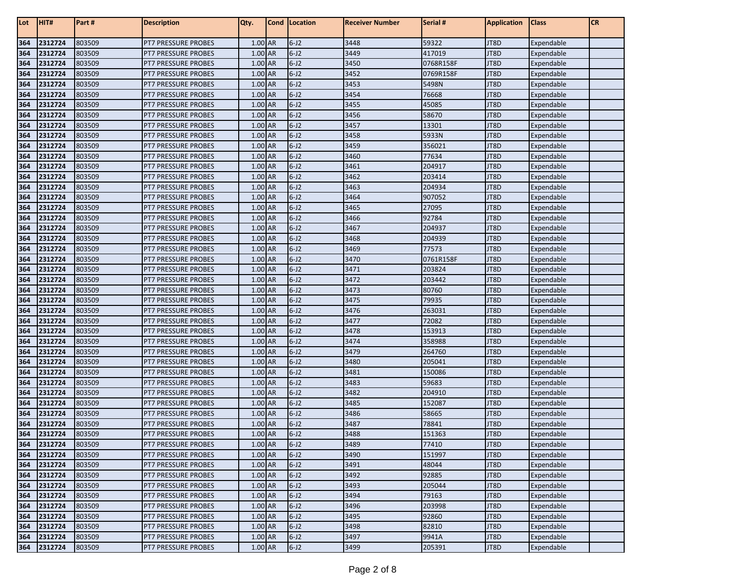| Lot | HIT# | Part # | Description | Qty. | Cond | Location | Receiver Number | Serial # | Application | Class | CR |
|---|---|---|---|---|---|---|---|---|---|---|---|
| 364 | 2312724 | 803509 | PT7 PRESSURE PROBES | 1.00 | AR | 6-J2 | 3448 | 59322 | JT8D | Expendable | |
| 364 | 2312724 | 803509 | PT7 PRESSURE PROBES | 1.00 | AR | 6-J2 | 3449 | 417019 | JT8D | Expendable | |
| 364 | 2312724 | 803509 | PT7 PRESSURE PROBES | 1.00 | AR | 6-J2 | 3450 | 0768R158F | JT8D | Expendable | |
| 364 | 2312724 | 803509 | PT7 PRESSURE PROBES | 1.00 | AR | 6-J2 | 3452 | 0769R158F | JT8D | Expendable | |
| 364 | 2312724 | 803509 | PT7 PRESSURE PROBES | 1.00 | AR | 6-J2 | 3453 | 5498N | JT8D | Expendable | |
| 364 | 2312724 | 803509 | PT7 PRESSURE PROBES | 1.00 | AR | 6-J2 | 3454 | 76668 | JT8D | Expendable | |
| 364 | 2312724 | 803509 | PT7 PRESSURE PROBES | 1.00 | AR | 6-J2 | 3455 | 45085 | JT8D | Expendable | |
| 364 | 2312724 | 803509 | PT7 PRESSURE PROBES | 1.00 | AR | 6-J2 | 3456 | 58670 | JT8D | Expendable | |
| 364 | 2312724 | 803509 | PT7 PRESSURE PROBES | 1.00 | AR | 6-J2 | 3457 | 13301 | JT8D | Expendable | |
| 364 | 2312724 | 803509 | PT7 PRESSURE PROBES | 1.00 | AR | 6-J2 | 3458 | 5933N | JT8D | Expendable | |
| 364 | 2312724 | 803509 | PT7 PRESSURE PROBES | 1.00 | AR | 6-J2 | 3459 | 356021 | JT8D | Expendable | |
| 364 | 2312724 | 803509 | PT7 PRESSURE PROBES | 1.00 | AR | 6-J2 | 3460 | 77634 | JT8D | Expendable | |
| 364 | 2312724 | 803509 | PT7 PRESSURE PROBES | 1.00 | AR | 6-J2 | 3461 | 204917 | JT8D | Expendable | |
| 364 | 2312724 | 803509 | PT7 PRESSURE PROBES | 1.00 | AR | 6-J2 | 3462 | 203414 | JT8D | Expendable | |
| 364 | 2312724 | 803509 | PT7 PRESSURE PROBES | 1.00 | AR | 6-J2 | 3463 | 204934 | JT8D | Expendable | |
| 364 | 2312724 | 803509 | PT7 PRESSURE PROBES | 1.00 | AR | 6-J2 | 3464 | 907052 | JT8D | Expendable | |
| 364 | 2312724 | 803509 | PT7 PRESSURE PROBES | 1.00 | AR | 6-J2 | 3465 | 27095 | JT8D | Expendable | |
| 364 | 2312724 | 803509 | PT7 PRESSURE PROBES | 1.00 | AR | 6-J2 | 3466 | 92784 | JT8D | Expendable | |
| 364 | 2312724 | 803509 | PT7 PRESSURE PROBES | 1.00 | AR | 6-J2 | 3467 | 204937 | JT8D | Expendable | |
| 364 | 2312724 | 803509 | PT7 PRESSURE PROBES | 1.00 | AR | 6-J2 | 3468 | 204939 | JT8D | Expendable | |
| 364 | 2312724 | 803509 | PT7 PRESSURE PROBES | 1.00 | AR | 6-J2 | 3469 | 77573 | JT8D | Expendable | |
| 364 | 2312724 | 803509 | PT7 PRESSURE PROBES | 1.00 | AR | 6-J2 | 3470 | 0761R158F | JT8D | Expendable | |
| 364 | 2312724 | 803509 | PT7 PRESSURE PROBES | 1.00 | AR | 6-J2 | 3471 | 203824 | JT8D | Expendable | |
| 364 | 2312724 | 803509 | PT7 PRESSURE PROBES | 1.00 | AR | 6-J2 | 3472 | 203442 | JT8D | Expendable | |
| 364 | 2312724 | 803509 | PT7 PRESSURE PROBES | 1.00 | AR | 6-J2 | 3473 | 80760 | JT8D | Expendable | |
| 364 | 2312724 | 803509 | PT7 PRESSURE PROBES | 1.00 | AR | 6-J2 | 3475 | 79935 | JT8D | Expendable | |
| 364 | 2312724 | 803509 | PT7 PRESSURE PROBES | 1.00 | AR | 6-J2 | 3476 | 263031 | JT8D | Expendable | |
| 364 | 2312724 | 803509 | PT7 PRESSURE PROBES | 1.00 | AR | 6-J2 | 3477 | 72082 | JT8D | Expendable | |
| 364 | 2312724 | 803509 | PT7 PRESSURE PROBES | 1.00 | AR | 6-J2 | 3478 | 153913 | JT8D | Expendable | |
| 364 | 2312724 | 803509 | PT7 PRESSURE PROBES | 1.00 | AR | 6-J2 | 3474 | 358988 | JT8D | Expendable | |
| 364 | 2312724 | 803509 | PT7 PRESSURE PROBES | 1.00 | AR | 6-J2 | 3479 | 264760 | JT8D | Expendable | |
| 364 | 2312724 | 803509 | PT7 PRESSURE PROBES | 1.00 | AR | 6-J2 | 3480 | 205041 | JT8D | Expendable | |
| 364 | 2312724 | 803509 | PT7 PRESSURE PROBES | 1.00 | AR | 6-J2 | 3481 | 150086 | JT8D | Expendable | |
| 364 | 2312724 | 803509 | PT7 PRESSURE PROBES | 1.00 | AR | 6-J2 | 3483 | 59683 | JT8D | Expendable | |
| 364 | 2312724 | 803509 | PT7 PRESSURE PROBES | 1.00 | AR | 6-J2 | 3482 | 204910 | JT8D | Expendable | |
| 364 | 2312724 | 803509 | PT7 PRESSURE PROBES | 1.00 | AR | 6-J2 | 3485 | 152087 | JT8D | Expendable | |
| 364 | 2312724 | 803509 | PT7 PRESSURE PROBES | 1.00 | AR | 6-J2 | 3486 | 58665 | JT8D | Expendable | |
| 364 | 2312724 | 803509 | PT7 PRESSURE PROBES | 1.00 | AR | 6-J2 | 3487 | 78841 | JT8D | Expendable | |
| 364 | 2312724 | 803509 | PT7 PRESSURE PROBES | 1.00 | AR | 6-J2 | 3488 | 151363 | JT8D | Expendable | |
| 364 | 2312724 | 803509 | PT7 PRESSURE PROBES | 1.00 | AR | 6-J2 | 3489 | 77410 | JT8D | Expendable | |
| 364 | 2312724 | 803509 | PT7 PRESSURE PROBES | 1.00 | AR | 6-J2 | 3490 | 151997 | JT8D | Expendable | |
| 364 | 2312724 | 803509 | PT7 PRESSURE PROBES | 1.00 | AR | 6-J2 | 3491 | 48044 | JT8D | Expendable | |
| 364 | 2312724 | 803509 | PT7 PRESSURE PROBES | 1.00 | AR | 6-J2 | 3492 | 92885 | JT8D | Expendable | |
| 364 | 2312724 | 803509 | PT7 PRESSURE PROBES | 1.00 | AR | 6-J2 | 3493 | 205044 | JT8D | Expendable | |
| 364 | 2312724 | 803509 | PT7 PRESSURE PROBES | 1.00 | AR | 6-J2 | 3494 | 79163 | JT8D | Expendable | |
| 364 | 2312724 | 803509 | PT7 PRESSURE PROBES | 1.00 | AR | 6-J2 | 3496 | 203998 | JT8D | Expendable | |
| 364 | 2312724 | 803509 | PT7 PRESSURE PROBES | 1.00 | AR | 6-J2 | 3495 | 92860 | JT8D | Expendable | |
| 364 | 2312724 | 803509 | PT7 PRESSURE PROBES | 1.00 | AR | 6-J2 | 3498 | 82810 | JT8D | Expendable | |
| 364 | 2312724 | 803509 | PT7 PRESSURE PROBES | 1.00 | AR | 6-J2 | 3497 | 9941A | JT8D | Expendable | |
| 364 | 2312724 | 803509 | PT7 PRESSURE PROBES | 1.00 | AR | 6-J2 | 3499 | 205391 | JT8D | Expendable | |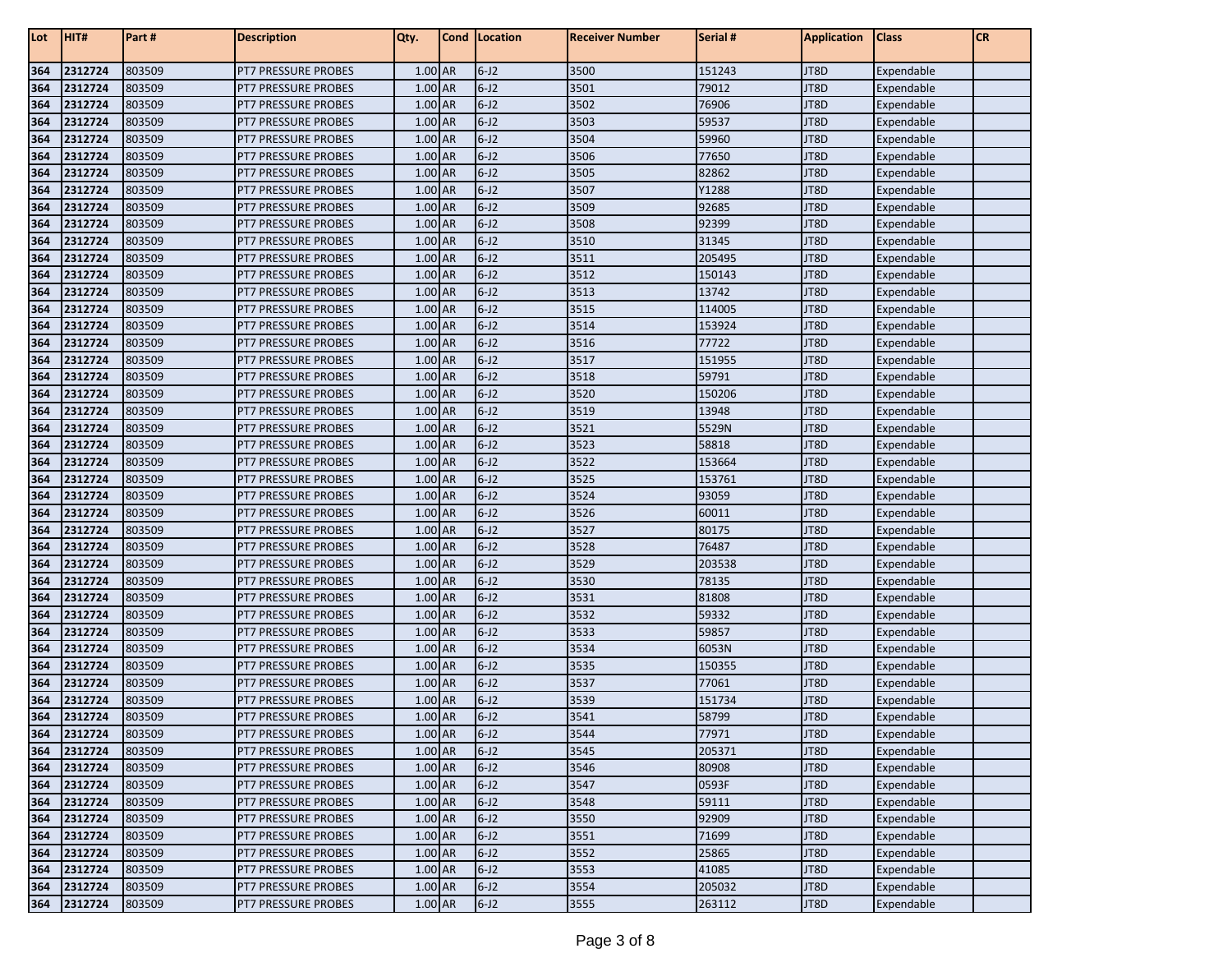| Lot | HIT# | Part # | Description | Qty. | Cond | Location | Receiver Number | Serial # | Application | Class | CR |
|---|---|---|---|---|---|---|---|---|---|---|---|
| 364 | 2312724 | 803509 | PT7 PRESSURE PROBES | 1.00 | AR | 6-J2 | 3500 | 151243 | JT8D | Expendable | |
| 364 | 2312724 | 803509 | PT7 PRESSURE PROBES | 1.00 | AR | 6-J2 | 3501 | 79012 | JT8D | Expendable | |
| 364 | 2312724 | 803509 | PT7 PRESSURE PROBES | 1.00 | AR | 6-J2 | 3502 | 76906 | JT8D | Expendable | |
| 364 | 2312724 | 803509 | PT7 PRESSURE PROBES | 1.00 | AR | 6-J2 | 3503 | 59537 | JT8D | Expendable | |
| 364 | 2312724 | 803509 | PT7 PRESSURE PROBES | 1.00 | AR | 6-J2 | 3504 | 59960 | JT8D | Expendable | |
| 364 | 2312724 | 803509 | PT7 PRESSURE PROBES | 1.00 | AR | 6-J2 | 3506 | 77650 | JT8D | Expendable | |
| 364 | 2312724 | 803509 | PT7 PRESSURE PROBES | 1.00 | AR | 6-J2 | 3505 | 82862 | JT8D | Expendable | |
| 364 | 2312724 | 803509 | PT7 PRESSURE PROBES | 1.00 | AR | 6-J2 | 3507 | Y1288 | JT8D | Expendable | |
| 364 | 2312724 | 803509 | PT7 PRESSURE PROBES | 1.00 | AR | 6-J2 | 3509 | 92685 | JT8D | Expendable | |
| 364 | 2312724 | 803509 | PT7 PRESSURE PROBES | 1.00 | AR | 6-J2 | 3508 | 92399 | JT8D | Expendable | |
| 364 | 2312724 | 803509 | PT7 PRESSURE PROBES | 1.00 | AR | 6-J2 | 3510 | 31345 | JT8D | Expendable | |
| 364 | 2312724 | 803509 | PT7 PRESSURE PROBES | 1.00 | AR | 6-J2 | 3511 | 205495 | JT8D | Expendable | |
| 364 | 2312724 | 803509 | PT7 PRESSURE PROBES | 1.00 | AR | 6-J2 | 3512 | 150143 | JT8D | Expendable | |
| 364 | 2312724 | 803509 | PT7 PRESSURE PROBES | 1.00 | AR | 6-J2 | 3513 | 13742 | JT8D | Expendable | |
| 364 | 2312724 | 803509 | PT7 PRESSURE PROBES | 1.00 | AR | 6-J2 | 3515 | 114005 | JT8D | Expendable | |
| 364 | 2312724 | 803509 | PT7 PRESSURE PROBES | 1.00 | AR | 6-J2 | 3514 | 153924 | JT8D | Expendable | |
| 364 | 2312724 | 803509 | PT7 PRESSURE PROBES | 1.00 | AR | 6-J2 | 3516 | 77722 | JT8D | Expendable | |
| 364 | 2312724 | 803509 | PT7 PRESSURE PROBES | 1.00 | AR | 6-J2 | 3517 | 151955 | JT8D | Expendable | |
| 364 | 2312724 | 803509 | PT7 PRESSURE PROBES | 1.00 | AR | 6-J2 | 3518 | 59791 | JT8D | Expendable | |
| 364 | 2312724 | 803509 | PT7 PRESSURE PROBES | 1.00 | AR | 6-J2 | 3520 | 150206 | JT8D | Expendable | |
| 364 | 2312724 | 803509 | PT7 PRESSURE PROBES | 1.00 | AR | 6-J2 | 3519 | 13948 | JT8D | Expendable | |
| 364 | 2312724 | 803509 | PT7 PRESSURE PROBES | 1.00 | AR | 6-J2 | 3521 | 5529N | JT8D | Expendable | |
| 364 | 2312724 | 803509 | PT7 PRESSURE PROBES | 1.00 | AR | 6-J2 | 3523 | 58818 | JT8D | Expendable | |
| 364 | 2312724 | 803509 | PT7 PRESSURE PROBES | 1.00 | AR | 6-J2 | 3522 | 153664 | JT8D | Expendable | |
| 364 | 2312724 | 803509 | PT7 PRESSURE PROBES | 1.00 | AR | 6-J2 | 3525 | 153761 | JT8D | Expendable | |
| 364 | 2312724 | 803509 | PT7 PRESSURE PROBES | 1.00 | AR | 6-J2 | 3524 | 93059 | JT8D | Expendable | |
| 364 | 2312724 | 803509 | PT7 PRESSURE PROBES | 1.00 | AR | 6-J2 | 3526 | 60011 | JT8D | Expendable | |
| 364 | 2312724 | 803509 | PT7 PRESSURE PROBES | 1.00 | AR | 6-J2 | 3527 | 80175 | JT8D | Expendable | |
| 364 | 2312724 | 803509 | PT7 PRESSURE PROBES | 1.00 | AR | 6-J2 | 3528 | 76487 | JT8D | Expendable | |
| 364 | 2312724 | 803509 | PT7 PRESSURE PROBES | 1.00 | AR | 6-J2 | 3529 | 203538 | JT8D | Expendable | |
| 364 | 2312724 | 803509 | PT7 PRESSURE PROBES | 1.00 | AR | 6-J2 | 3530 | 78135 | JT8D | Expendable | |
| 364 | 2312724 | 803509 | PT7 PRESSURE PROBES | 1.00 | AR | 6-J2 | 3531 | 81808 | JT8D | Expendable | |
| 364 | 2312724 | 803509 | PT7 PRESSURE PROBES | 1.00 | AR | 6-J2 | 3532 | 59332 | JT8D | Expendable | |
| 364 | 2312724 | 803509 | PT7 PRESSURE PROBES | 1.00 | AR | 6-J2 | 3533 | 59857 | JT8D | Expendable | |
| 364 | 2312724 | 803509 | PT7 PRESSURE PROBES | 1.00 | AR | 6-J2 | 3534 | 6053N | JT8D | Expendable | |
| 364 | 2312724 | 803509 | PT7 PRESSURE PROBES | 1.00 | AR | 6-J2 | 3535 | 150355 | JT8D | Expendable | |
| 364 | 2312724 | 803509 | PT7 PRESSURE PROBES | 1.00 | AR | 6-J2 | 3537 | 77061 | JT8D | Expendable | |
| 364 | 2312724 | 803509 | PT7 PRESSURE PROBES | 1.00 | AR | 6-J2 | 3539 | 151734 | JT8D | Expendable | |
| 364 | 2312724 | 803509 | PT7 PRESSURE PROBES | 1.00 | AR | 6-J2 | 3541 | 58799 | JT8D | Expendable | |
| 364 | 2312724 | 803509 | PT7 PRESSURE PROBES | 1.00 | AR | 6-J2 | 3544 | 77971 | JT8D | Expendable | |
| 364 | 2312724 | 803509 | PT7 PRESSURE PROBES | 1.00 | AR | 6-J2 | 3545 | 205371 | JT8D | Expendable | |
| 364 | 2312724 | 803509 | PT7 PRESSURE PROBES | 1.00 | AR | 6-J2 | 3546 | 80908 | JT8D | Expendable | |
| 364 | 2312724 | 803509 | PT7 PRESSURE PROBES | 1.00 | AR | 6-J2 | 3547 | 0593F | JT8D | Expendable | |
| 364 | 2312724 | 803509 | PT7 PRESSURE PROBES | 1.00 | AR | 6-J2 | 3548 | 59111 | JT8D | Expendable | |
| 364 | 2312724 | 803509 | PT7 PRESSURE PROBES | 1.00 | AR | 6-J2 | 3550 | 92909 | JT8D | Expendable | |
| 364 | 2312724 | 803509 | PT7 PRESSURE PROBES | 1.00 | AR | 6-J2 | 3551 | 71699 | JT8D | Expendable | |
| 364 | 2312724 | 803509 | PT7 PRESSURE PROBES | 1.00 | AR | 6-J2 | 3552 | 25865 | JT8D | Expendable | |
| 364 | 2312724 | 803509 | PT7 PRESSURE PROBES | 1.00 | AR | 6-J2 | 3553 | 41085 | JT8D | Expendable | |
| 364 | 2312724 | 803509 | PT7 PRESSURE PROBES | 1.00 | AR | 6-J2 | 3554 | 205032 | JT8D | Expendable | |
| 364 | 2312724 | 803509 | PT7 PRESSURE PROBES | 1.00 | AR | 6-J2 | 3555 | 263112 | JT8D | Expendable | |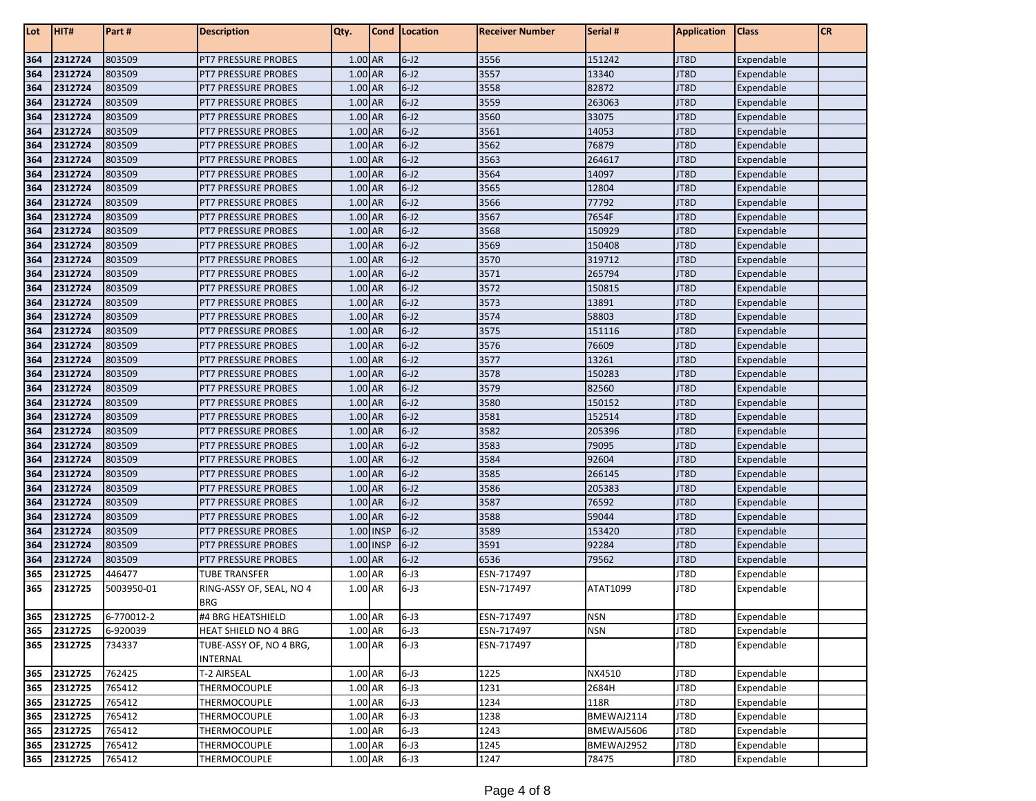| Lot | HIT# | Part # | Description | Qty. | Cond | Location | Receiver Number | Serial # | Application | Class | CR |
|---|---|---|---|---|---|---|---|---|---|---|---|
| 364 | 2312724 | 803509 | PT7 PRESSURE PROBES | 1.00 | AR | 6-J2 | 3556 | 151242 | JT8D | Expendable | |
| 364 | 2312724 | 803509 | PT7 PRESSURE PROBES | 1.00 | AR | 6-J2 | 3557 | 13340 | JT8D | Expendable | |
| 364 | 2312724 | 803509 | PT7 PRESSURE PROBES | 1.00 | AR | 6-J2 | 3558 | 82872 | JT8D | Expendable | |
| 364 | 2312724 | 803509 | PT7 PRESSURE PROBES | 1.00 | AR | 6-J2 | 3559 | 263063 | JT8D | Expendable | |
| 364 | 2312724 | 803509 | PT7 PRESSURE PROBES | 1.00 | AR | 6-J2 | 3560 | 33075 | JT8D | Expendable | |
| 364 | 2312724 | 803509 | PT7 PRESSURE PROBES | 1.00 | AR | 6-J2 | 3561 | 14053 | JT8D | Expendable | |
| 364 | 2312724 | 803509 | PT7 PRESSURE PROBES | 1.00 | AR | 6-J2 | 3562 | 76879 | JT8D | Expendable | |
| 364 | 2312724 | 803509 | PT7 PRESSURE PROBES | 1.00 | AR | 6-J2 | 3563 | 264617 | JT8D | Expendable | |
| 364 | 2312724 | 803509 | PT7 PRESSURE PROBES | 1.00 | AR | 6-J2 | 3564 | 14097 | JT8D | Expendable | |
| 364 | 2312724 | 803509 | PT7 PRESSURE PROBES | 1.00 | AR | 6-J2 | 3565 | 12804 | JT8D | Expendable | |
| 364 | 2312724 | 803509 | PT7 PRESSURE PROBES | 1.00 | AR | 6-J2 | 3566 | 77792 | JT8D | Expendable | |
| 364 | 2312724 | 803509 | PT7 PRESSURE PROBES | 1.00 | AR | 6-J2 | 3567 | 7654F | JT8D | Expendable | |
| 364 | 2312724 | 803509 | PT7 PRESSURE PROBES | 1.00 | AR | 6-J2 | 3568 | 150929 | JT8D | Expendable | |
| 364 | 2312724 | 803509 | PT7 PRESSURE PROBES | 1.00 | AR | 6-J2 | 3569 | 150408 | JT8D | Expendable | |
| 364 | 2312724 | 803509 | PT7 PRESSURE PROBES | 1.00 | AR | 6-J2 | 3570 | 319712 | JT8D | Expendable | |
| 364 | 2312724 | 803509 | PT7 PRESSURE PROBES | 1.00 | AR | 6-J2 | 3571 | 265794 | JT8D | Expendable | |
| 364 | 2312724 | 803509 | PT7 PRESSURE PROBES | 1.00 | AR | 6-J2 | 3572 | 150815 | JT8D | Expendable | |
| 364 | 2312724 | 803509 | PT7 PRESSURE PROBES | 1.00 | AR | 6-J2 | 3573 | 13891 | JT8D | Expendable | |
| 364 | 2312724 | 803509 | PT7 PRESSURE PROBES | 1.00 | AR | 6-J2 | 3574 | 58803 | JT8D | Expendable | |
| 364 | 2312724 | 803509 | PT7 PRESSURE PROBES | 1.00 | AR | 6-J2 | 3575 | 151116 | JT8D | Expendable | |
| 364 | 2312724 | 803509 | PT7 PRESSURE PROBES | 1.00 | AR | 6-J2 | 3576 | 76609 | JT8D | Expendable | |
| 364 | 2312724 | 803509 | PT7 PRESSURE PROBES | 1.00 | AR | 6-J2 | 3577 | 13261 | JT8D | Expendable | |
| 364 | 2312724 | 803509 | PT7 PRESSURE PROBES | 1.00 | AR | 6-J2 | 3578 | 150283 | JT8D | Expendable | |
| 364 | 2312724 | 803509 | PT7 PRESSURE PROBES | 1.00 | AR | 6-J2 | 3579 | 82560 | JT8D | Expendable | |
| 364 | 2312724 | 803509 | PT7 PRESSURE PROBES | 1.00 | AR | 6-J2 | 3580 | 150152 | JT8D | Expendable | |
| 364 | 2312724 | 803509 | PT7 PRESSURE PROBES | 1.00 | AR | 6-J2 | 3581 | 152514 | JT8D | Expendable | |
| 364 | 2312724 | 803509 | PT7 PRESSURE PROBES | 1.00 | AR | 6-J2 | 3582 | 205396 | JT8D | Expendable | |
| 364 | 2312724 | 803509 | PT7 PRESSURE PROBES | 1.00 | AR | 6-J2 | 3583 | 79095 | JT8D | Expendable | |
| 364 | 2312724 | 803509 | PT7 PRESSURE PROBES | 1.00 | AR | 6-J2 | 3584 | 92604 | JT8D | Expendable | |
| 364 | 2312724 | 803509 | PT7 PRESSURE PROBES | 1.00 | AR | 6-J2 | 3585 | 266145 | JT8D | Expendable | |
| 364 | 2312724 | 803509 | PT7 PRESSURE PROBES | 1.00 | AR | 6-J2 | 3586 | 205383 | JT8D | Expendable | |
| 364 | 2312724 | 803509 | PT7 PRESSURE PROBES | 1.00 | AR | 6-J2 | 3587 | 76592 | JT8D | Expendable | |
| 364 | 2312724 | 803509 | PT7 PRESSURE PROBES | 1.00 | AR | 6-J2 | 3588 | 59044 | JT8D | Expendable | |
| 364 | 2312724 | 803509 | PT7 PRESSURE PROBES | 1.00 | INSP | 6-J2 | 3589 | 153420 | JT8D | Expendable | |
| 364 | 2312724 | 803509 | PT7 PRESSURE PROBES | 1.00 | INSP | 6-J2 | 3591 | 92284 | JT8D | Expendable | |
| 364 | 2312724 | 803509 | PT7 PRESSURE PROBES | 1.00 | AR | 6-J2 | 6536 | 79562 | JT8D | Expendable | |
| 365 | 2312725 | 446477 | TUBE TRANSFER | 1.00 | AR | 6-J3 | ESN-717497 | | JT8D | Expendable | |
| 365 | 2312725 | 5003950-01 | RING-ASSY OF, SEAL, NO 4 BRG | 1.00 | AR | 6-J3 | ESN-717497 | ATAT1099 | JT8D | Expendable | |
| 365 | 2312725 | 6-770012-2 | #4 BRG HEATSHIELD | 1.00 | AR | 6-J3 | ESN-717497 | NSN | JT8D | Expendable | |
| 365 | 2312725 | 6-920039 | HEAT SHIELD NO 4 BRG | 1.00 | AR | 6-J3 | ESN-717497 | NSN | JT8D | Expendable | |
| 365 | 2312725 | 734337 | TUBE-ASSY OF, NO 4 BRG, INTERNAL | 1.00 | AR | 6-J3 | ESN-717497 | | JT8D | Expendable | |
| 365 | 2312725 | 762425 | T-2 AIRSEAL | 1.00 | AR | 6-J3 | 1225 | NX4510 | JT8D | Expendable | |
| 365 | 2312725 | 765412 | THERMOCOUPLE | 1.00 | AR | 6-J3 | 1231 | 2684H | JT8D | Expendable | |
| 365 | 2312725 | 765412 | THERMOCOUPLE | 1.00 | AR | 6-J3 | 1234 | 118R | JT8D | Expendable | |
| 365 | 2312725 | 765412 | THERMOCOUPLE | 1.00 | AR | 6-J3 | 1238 | BMEWAJ2114 | JT8D | Expendable | |
| 365 | 2312725 | 765412 | THERMOCOUPLE | 1.00 | AR | 6-J3 | 1243 | BMEWAJ5606 | JT8D | Expendable | |
| 365 | 2312725 | 765412 | THERMOCOUPLE | 1.00 | AR | 6-J3 | 1245 | BMEWAJ2952 | JT8D | Expendable | |
| 365 | 2312725 | 765412 | THERMOCOUPLE | 1.00 | AR | 6-J3 | 1247 | 78475 | JT8D | Expendable | |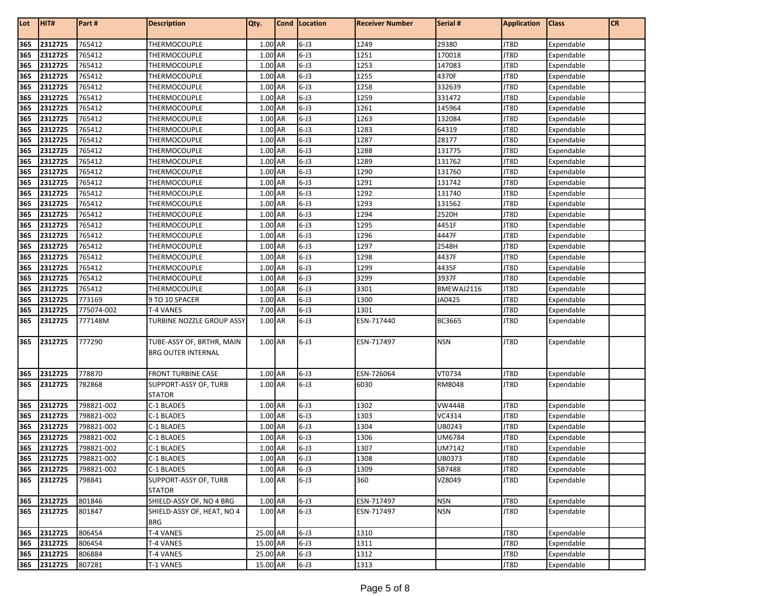| Lot | HIT# | Part # | Description | Qty. | Cond | Location | Receiver Number | Serial # | Application | Class | CR |
|---|---|---|---|---|---|---|---|---|---|---|---|
| 365 | 2312725 | 765412 | THERMOCOUPLE | 1.00 | AR | 6-J3 | 1249 | 29380 | JT8D | Expendable | |
| 365 | 2312725 | 765412 | THERMOCOUPLE | 1.00 | AR | 6-J3 | 1251 | 170018 | JT8D | Expendable | |
| 365 | 2312725 | 765412 | THERMOCOUPLE | 1.00 | AR | 6-J3 | 1253 | 147083 | JT8D | Expendable | |
| 365 | 2312725 | 765412 | THERMOCOUPLE | 1.00 | AR | 6-J3 | 1255 | 4370F | JT8D | Expendable | |
| 365 | 2312725 | 765412 | THERMOCOUPLE | 1.00 | AR | 6-J3 | 1258 | 332639 | JT8D | Expendable | |
| 365 | 2312725 | 765412 | THERMOCOUPLE | 1.00 | AR | 6-J3 | 1259 | 331472 | JT8D | Expendable | |
| 365 | 2312725 | 765412 | THERMOCOUPLE | 1.00 | AR | 6-J3 | 1261 | 145964 | JT8D | Expendable | |
| 365 | 2312725 | 765412 | THERMOCOUPLE | 1.00 | AR | 6-J3 | 1263 | 132084 | JT8D | Expendable | |
| 365 | 2312725 | 765412 | THERMOCOUPLE | 1.00 | AR | 6-J3 | 1283 | 64319 | JT8D | Expendable | |
| 365 | 2312725 | 765412 | THERMOCOUPLE | 1.00 | AR | 6-J3 | 1287 | 28177 | JT8D | Expendable | |
| 365 | 2312725 | 765412 | THERMOCOUPLE | 1.00 | AR | 6-J3 | 1288 | 131775 | JT8D | Expendable | |
| 365 | 2312725 | 765412 | THERMOCOUPLE | 1.00 | AR | 6-J3 | 1289 | 131762 | JT8D | Expendable | |
| 365 | 2312725 | 765412 | THERMOCOUPLE | 1.00 | AR | 6-J3 | 1290 | 131760 | JT8D | Expendable | |
| 365 | 2312725 | 765412 | THERMOCOUPLE | 1.00 | AR | 6-J3 | 1291 | 131742 | JT8D | Expendable | |
| 365 | 2312725 | 765412 | THERMOCOUPLE | 1.00 | AR | 6-J3 | 1292 | 131740 | JT8D | Expendable | |
| 365 | 2312725 | 765412 | THERMOCOUPLE | 1.00 | AR | 6-J3 | 1293 | 131562 | JT8D | Expendable | |
| 365 | 2312725 | 765412 | THERMOCOUPLE | 1.00 | AR | 6-J3 | 1294 | 2520H | JT8D | Expendable | |
| 365 | 2312725 | 765412 | THERMOCOUPLE | 1.00 | AR | 6-J3 | 1295 | 4451F | JT8D | Expendable | |
| 365 | 2312725 | 765412 | THERMOCOUPLE | 1.00 | AR | 6-J3 | 1296 | 4447F | JT8D | Expendable | |
| 365 | 2312725 | 765412 | THERMOCOUPLE | 1.00 | AR | 6-J3 | 1297 | 2548H | JT8D | Expendable | |
| 365 | 2312725 | 765412 | THERMOCOUPLE | 1.00 | AR | 6-J3 | 1298 | 4437F | JT8D | Expendable | |
| 365 | 2312725 | 765412 | THERMOCOUPLE | 1.00 | AR | 6-J3 | 1299 | 4435F | JT8D | Expendable | |
| 365 | 2312725 | 765412 | THERMOCOUPLE | 1.00 | AR | 6-J3 | 3299 | 3937F | JT8D | Expendable | |
| 365 | 2312725 | 765412 | THERMOCOUPLE | 1.00 | AR | 6-J3 | 3301 | BMEWAJ2116 | JT8D | Expendable | |
| 365 | 2312725 | 773169 | 9 TO 10 SPACER | 1.00 | AR | 6-J3 | 1300 | JA0425 | JT8D | Expendable | |
| 365 | 2312725 | 775074-002 | T-4 VANES | 7.00 | AR | 6-J3 | 1301 | | JT8D | Expendable | |
| 365 | 2312725 | 777148M | TURBINE NOZZLE GROUP ASSY | 1.00 | AR | 6-J3 | ESN-717440 | BC3665 | JT8D | Expendable | |
| 365 | 2312725 | 777290 | TUBE-ASSY OF, BRTHR, MAIN BRG OUTER INTERNAL | 1.00 | AR | 6-J3 | ESN-717497 | NSN | JT8D | Expendable | |
| 365 | 2312725 | 778870 | FRONT TURBINE CASE | 1.00 | AR | 6-J3 | ESN-726064 | VT0734 | JT8D | Expendable | |
| 365 | 2312725 | 782868 | SUPPORT-ASSY OF, TURB STATOR | 1.00 | AR | 6-J3 | 6030 | RM8048 | JT8D | Expendable | |
| 365 | 2312725 | 798821-002 | C-1 BLADES | 1.00 | AR | 6-J3 | 1302 | VW4448 | JT8D | Expendable | |
| 365 | 2312725 | 798821-002 | C-1 BLADES | 1.00 | AR | 6-J3 | 1303 | VC4314 | JT8D | Expendable | |
| 365 | 2312725 | 798821-002 | C-1 BLADES | 1.00 | AR | 6-J3 | 1304 | UB0243 | JT8D | Expendable | |
| 365 | 2312725 | 798821-002 | C-1 BLADES | 1.00 | AR | 6-J3 | 1306 | UM6784 | JT8D | Expendable | |
| 365 | 2312725 | 798821-002 | C-1 BLADES | 1.00 | AR | 6-J3 | 1307 | UM7142 | JT8D | Expendable | |
| 365 | 2312725 | 798821-002 | C-1 BLADES | 1.00 | AR | 6-J3 | 1308 | UB0373 | JT8D | Expendable | |
| 365 | 2312725 | 798821-002 | C-1 BLADES | 1.00 | AR | 6-J3 | 1309 | SB7488 | JT8D | Expendable | |
| 365 | 2312725 | 798841 | SUPPORT-ASSY OF, TURB STATOR | 1.00 | AR | 6-J3 | 360 | VZ8049 | JT8D | Expendable | |
| 365 | 2312725 | 801846 | SHIELD-ASSY OF, NO 4 BRG | 1.00 | AR | 6-J3 | ESN-717497 | NSN | JT8D | Expendable | |
| 365 | 2312725 | 801847 | SHIELD-ASSY OF, HEAT, NO 4 BRG | 1.00 | AR | 6-J3 | ESN-717497 | NSN | JT8D | Expendable | |
| 365 | 2312725 | 806454 | T-4 VANES | 25.00 | AR | 6-J3 | 1310 | | JT8D | Expendable | |
| 365 | 2312725 | 806454 | T-4 VANES | 15.00 | AR | 6-J3 | 1311 | | JT8D | Expendable | |
| 365 | 2312725 | 806884 | T-4 VANES | 25.00 | AR | 6-J3 | 1312 | | JT8D | Expendable | |
| 365 | 2312725 | 807281 | T-1 VANES | 15.00 | AR | 6-J3 | 1313 | | JT8D | Expendable | |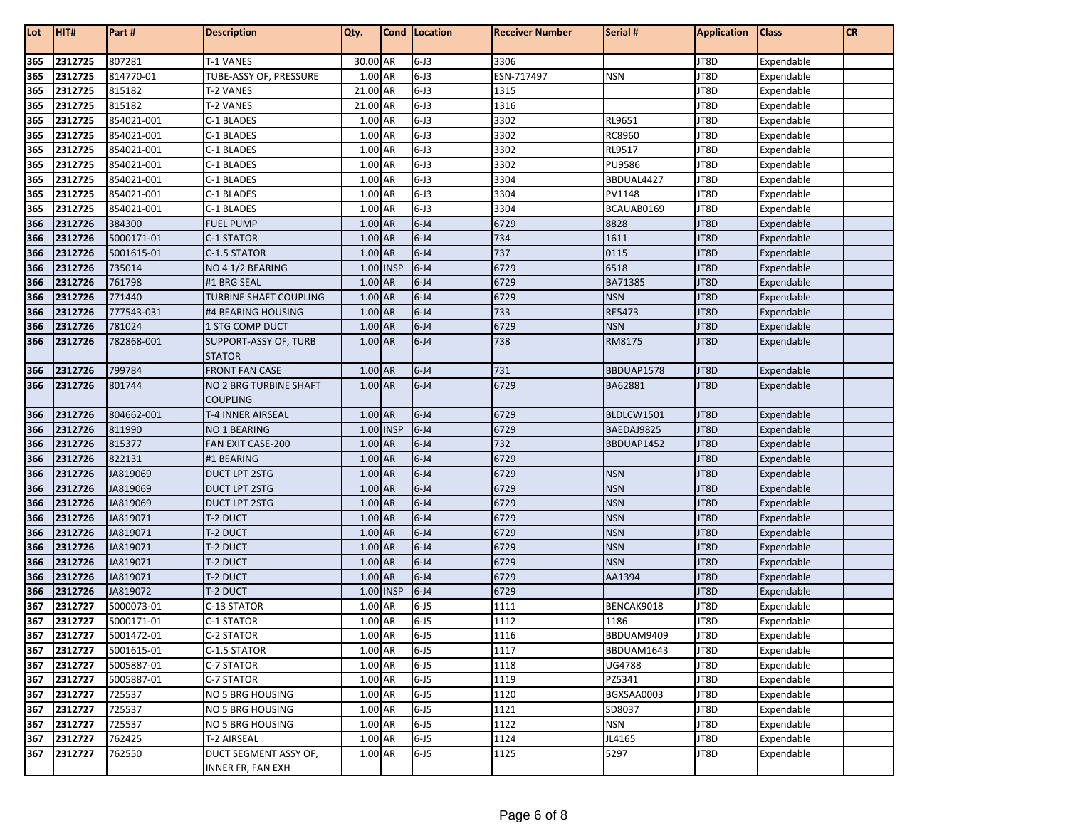| Lot | HIT# | Part # | Description | Qty. | Cond | Location | Receiver Number | Serial # | Application | Class | CR |
|---|---|---|---|---|---|---|---|---|---|---|---|
| 365 | 2312725 | 807281 | T-1 VANES | 30.00 | AR | 6-J3 | 3306 | | JT8D | Expendable | |
| 365 | 2312725 | 814770-01 | TUBE-ASSY OF, PRESSURE | 1.00 | AR | 6-J3 | ESN-717497 | NSN | JT8D | Expendable | |
| 365 | 2312725 | 815182 | T-2 VANES | 21.00 | AR | 6-J3 | 1315 | | JT8D | Expendable | |
| 365 | 2312725 | 815182 | T-2 VANES | 21.00 | AR | 6-J3 | 1316 | | JT8D | Expendable | |
| 365 | 2312725 | 854021-001 | C-1 BLADES | 1.00 | AR | 6-J3 | 3302 | RL9651 | JT8D | Expendable | |
| 365 | 2312725 | 854021-001 | C-1 BLADES | 1.00 | AR | 6-J3 | 3302 | RC8960 | JT8D | Expendable | |
| 365 | 2312725 | 854021-001 | C-1 BLADES | 1.00 | AR | 6-J3 | 3302 | RL9517 | JT8D | Expendable | |
| 365 | 2312725 | 854021-001 | C-1 BLADES | 1.00 | AR | 6-J3 | 3302 | PU9586 | JT8D | Expendable | |
| 365 | 2312725 | 854021-001 | C-1 BLADES | 1.00 | AR | 6-J3 | 3304 | BBDUAL4427 | JT8D | Expendable | |
| 365 | 2312725 | 854021-001 | C-1 BLADES | 1.00 | AR | 6-J3 | 3304 | PV1148 | JT8D | Expendable | |
| 365 | 2312725 | 854021-001 | C-1 BLADES | 1.00 | AR | 6-J3 | 3304 | BCAUAB0169 | JT8D | Expendable | |
| 366 | 2312726 | 384300 | FUEL PUMP | 1.00 | AR | 6-J4 | 6729 | 8828 | JT8D | Expendable | |
| 366 | 2312726 | 5000171-01 | C-1 STATOR | 1.00 | AR | 6-J4 | 734 | 1611 | JT8D | Expendable | |
| 366 | 2312726 | 5001615-01 | C-1.5 STATOR | 1.00 | AR | 6-J4 | 737 | 0115 | JT8D | Expendable | |
| 366 | 2312726 | 735014 | NO 4 1/2 BEARING | 1.00 | INSP | 6-J4 | 6729 | 6518 | JT8D | Expendable | |
| 366 | 2312726 | 761798 | #1 BRG SEAL | 1.00 | AR | 6-J4 | 6729 | BA71385 | JT8D | Expendable | |
| 366 | 2312726 | 771440 | TURBINE SHAFT COUPLING | 1.00 | AR | 6-J4 | 6729 | NSN | JT8D | Expendable | |
| 366 | 2312726 | 777543-031 | #4 BEARING HOUSING | 1.00 | AR | 6-J4 | 733 | RE5473 | JT8D | Expendable | |
| 366 | 2312726 | 781024 | 1 STG COMP DUCT | 1.00 | AR | 6-J4 | 6729 | NSN | JT8D | Expendable | |
| 366 | 2312726 | 782868-001 | SUPPORT-ASSY OF, TURB STATOR | 1.00 | AR | 6-J4 | 738 | RM8175 | JT8D | Expendable | |
| 366 | 2312726 | 799784 | FRONT FAN CASE | 1.00 | AR | 6-J4 | 731 | BBDUAP1578 | JT8D | Expendable | |
| 366 | 2312726 | 801744 | NO 2 BRG TURBINE SHAFT COUPLING | 1.00 | AR | 6-J4 | 6729 | BA62881 | JT8D | Expendable | |
| 366 | 2312726 | 804662-001 | T-4 INNER AIRSEAL | 1.00 | AR | 6-J4 | 6729 | BLDLCW1501 | JT8D | Expendable | |
| 366 | 2312726 | 811990 | NO 1 BEARING | 1.00 | INSP | 6-J4 | 6729 | BAEDAJ9825 | JT8D | Expendable | |
| 366 | 2312726 | 815377 | FAN EXIT CASE-200 | 1.00 | AR | 6-J4 | 732 | BBDUAP1452 | JT8D | Expendable | |
| 366 | 2312726 | 822131 | #1 BEARING | 1.00 | AR | 6-J4 | 6729 | | JT8D | Expendable | |
| 366 | 2312726 | JA819069 | DUCT LPT 2STG | 1.00 | AR | 6-J4 | 6729 | NSN | JT8D | Expendable | |
| 366 | 2312726 | JA819069 | DUCT LPT 2STG | 1.00 | AR | 6-J4 | 6729 | NSN | JT8D | Expendable | |
| 366 | 2312726 | JA819069 | DUCT LPT 2STG | 1.00 | AR | 6-J4 | 6729 | NSN | JT8D | Expendable | |
| 366 | 2312726 | JA819071 | T-2 DUCT | 1.00 | AR | 6-J4 | 6729 | NSN | JT8D | Expendable | |
| 366 | 2312726 | JA819071 | T-2 DUCT | 1.00 | AR | 6-J4 | 6729 | NSN | JT8D | Expendable | |
| 366 | 2312726 | JA819071 | T-2 DUCT | 1.00 | AR | 6-J4 | 6729 | NSN | JT8D | Expendable | |
| 366 | 2312726 | JA819071 | T-2 DUCT | 1.00 | AR | 6-J4 | 6729 | NSN | JT8D | Expendable | |
| 366 | 2312726 | JA819071 | T-2 DUCT | 1.00 | AR | 6-J4 | 6729 | AA1394 | JT8D | Expendable | |
| 366 | 2312726 | JA819072 | T-2 DUCT | 1.00 | INSP | 6-J4 | 6729 | | JT8D | Expendable | |
| 367 | 2312727 | 5000073-01 | C-13 STATOR | 1.00 | AR | 6-J5 | 1111 | BENCAK9018 | JT8D | Expendable | |
| 367 | 2312727 | 5000171-01 | C-1 STATOR | 1.00 | AR | 6-J5 | 1112 | 1186 | JT8D | Expendable | |
| 367 | 2312727 | 5001472-01 | C-2 STATOR | 1.00 | AR | 6-J5 | 1116 | BBDUAM9409 | JT8D | Expendable | |
| 367 | 2312727 | 5001615-01 | C-1.5 STATOR | 1.00 | AR | 6-J5 | 1117 | BBDUAM1643 | JT8D | Expendable | |
| 367 | 2312727 | 5005887-01 | C-7 STATOR | 1.00 | AR | 6-J5 | 1118 | UG4788 | JT8D | Expendable | |
| 367 | 2312727 | 5005887-01 | C-7 STATOR | 1.00 | AR | 6-J5 | 1119 | PZ5341 | JT8D | Expendable | |
| 367 | 2312727 | 725537 | NO 5 BRG HOUSING | 1.00 | AR | 6-J5 | 1120 | BGXSAA0003 | JT8D | Expendable | |
| 367 | 2312727 | 725537 | NO 5 BRG HOUSING | 1.00 | AR | 6-J5 | 1121 | SD8037 | JT8D | Expendable | |
| 367 | 2312727 | 725537 | NO 5 BRG HOUSING | 1.00 | AR | 6-J5 | 1122 | NSN | JT8D | Expendable | |
| 367 | 2312727 | 762425 | T-2 AIRSEAL | 1.00 | AR | 6-J5 | 1124 | JL4165 | JT8D | Expendable | |
| 367 | 2312727 | 762550 | DUCT SEGMENT ASSY OF, INNER FR, FAN EXH | 1.00 | AR | 6-J5 | 1125 | 5297 | JT8D | Expendable | |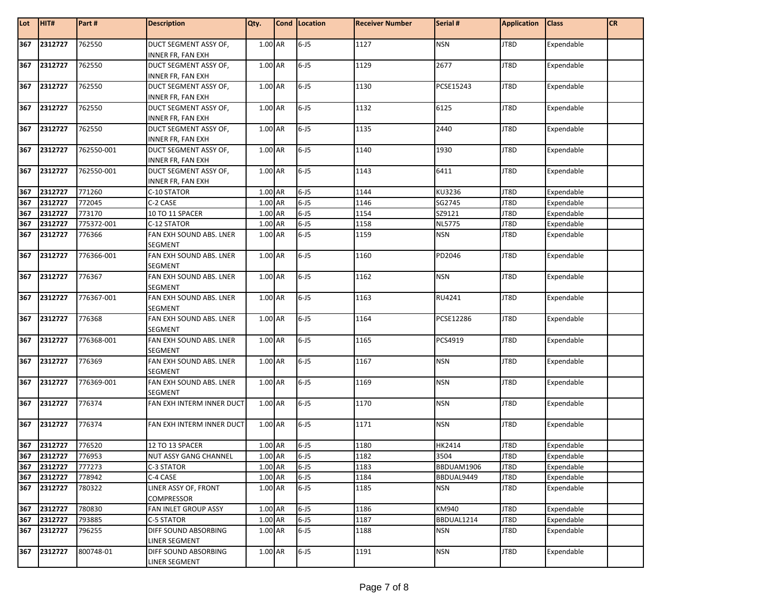| Lot | HIT# | Part # | Description | Qty. | Cond | Location | Receiver Number | Serial # | Application | Class | CR |
|---|---|---|---|---|---|---|---|---|---|---|---|
| 367 | 2312727 | 762550 | DUCT SEGMENT ASSY OF, INNER FR, FAN EXH | 1.00 | AR | 6-J5 | 1127 | NSN | JT8D | Expendable | |
| 367 | 2312727 | 762550 | DUCT SEGMENT ASSY OF, INNER FR, FAN EXH | 1.00 | AR | 6-J5 | 1129 | 2677 | JT8D | Expendable | |
| 367 | 2312727 | 762550 | DUCT SEGMENT ASSY OF, INNER FR, FAN EXH | 1.00 | AR | 6-J5 | 1130 | PCSE15243 | JT8D | Expendable | |
| 367 | 2312727 | 762550 | DUCT SEGMENT ASSY OF, INNER FR, FAN EXH | 1.00 | AR | 6-J5 | 1132 | 6125 | JT8D | Expendable | |
| 367 | 2312727 | 762550 | DUCT SEGMENT ASSY OF, INNER FR, FAN EXH | 1.00 | AR | 6-J5 | 1135 | 2440 | JT8D | Expendable | |
| 367 | 2312727 | 762550-001 | DUCT SEGMENT ASSY OF, INNER FR, FAN EXH | 1.00 | AR | 6-J5 | 1140 | 1930 | JT8D | Expendable | |
| 367 | 2312727 | 762550-001 | DUCT SEGMENT ASSY OF, INNER FR, FAN EXH | 1.00 | AR | 6-J5 | 1143 | 6411 | JT8D | Expendable | |
| 367 | 2312727 | 771260 | C-10 STATOR | 1.00 | AR | 6-J5 | 1144 | KU3236 | JT8D | Expendable | |
| 367 | 2312727 | 772045 | C-2 CASE | 1.00 | AR | 6-J5 | 1146 | SG2745 | JT8D | Expendable | |
| 367 | 2312727 | 773170 | 10 TO 11 SPACER | 1.00 | AR | 6-J5 | 1154 | SZ9121 | JT8D | Expendable | |
| 367 | 2312727 | 775372-001 | C-12 STATOR | 1.00 | AR | 6-J5 | 1158 | NL5775 | JT8D | Expendable | |
| 367 | 2312727 | 776366 | FAN EXH SOUND ABS. LNER SEGMENT | 1.00 | AR | 6-J5 | 1159 | NSN | JT8D | Expendable | |
| 367 | 2312727 | 776366-001 | FAN EXH SOUND ABS. LNER SEGMENT | 1.00 | AR | 6-J5 | 1160 | PD2046 | JT8D | Expendable | |
| 367 | 2312727 | 776367 | FAN EXH SOUND ABS. LNER SEGMENT | 1.00 | AR | 6-J5 | 1162 | NSN | JT8D | Expendable | |
| 367 | 2312727 | 776367-001 | FAN EXH SOUND ABS. LNER SEGMENT | 1.00 | AR | 6-J5 | 1163 | RU4241 | JT8D | Expendable | |
| 367 | 2312727 | 776368 | FAN EXH SOUND ABS. LNER SEGMENT | 1.00 | AR | 6-J5 | 1164 | PCSE12286 | JT8D | Expendable | |
| 367 | 2312727 | 776368-001 | FAN EXH SOUND ABS. LNER SEGMENT | 1.00 | AR | 6-J5 | 1165 | PCS4919 | JT8D | Expendable | |
| 367 | 2312727 | 776369 | FAN EXH SOUND ABS. LNER SEGMENT | 1.00 | AR | 6-J5 | 1167 | NSN | JT8D | Expendable | |
| 367 | 2312727 | 776369-001 | FAN EXH SOUND ABS. LNER SEGMENT | 1.00 | AR | 6-J5 | 1169 | NSN | JT8D | Expendable | |
| 367 | 2312727 | 776374 | FAN EXH INTERM INNER DUCT | 1.00 | AR | 6-J5 | 1170 | NSN | JT8D | Expendable | |
| 367 | 2312727 | 776374 | FAN EXH INTERM INNER DUCT | 1.00 | AR | 6-J5 | 1171 | NSN | JT8D | Expendable | |
| 367 | 2312727 | 776520 | 12 TO 13 SPACER | 1.00 | AR | 6-J5 | 1180 | HK2414 | JT8D | Expendable | |
| 367 | 2312727 | 776953 | NUT ASSY GANG CHANNEL | 1.00 | AR | 6-J5 | 1182 | 3504 | JT8D | Expendable | |
| 367 | 2312727 | 777273 | C-3 STATOR | 1.00 | AR | 6-J5 | 1183 | BBDUAM1906 | JT8D | Expendable | |
| 367 | 2312727 | 778942 | C-4 CASE | 1.00 | AR | 6-J5 | 1184 | BBDUAL9449 | JT8D | Expendable | |
| 367 | 2312727 | 780322 | LINER ASSY OF, FRONT COMPRESSOR | 1.00 | AR | 6-J5 | 1185 | NSN | JT8D | Expendable | |
| 367 | 2312727 | 780830 | FAN INLET GROUP ASSY | 1.00 | AR | 6-J5 | 1186 | KM940 | JT8D | Expendable | |
| 367 | 2312727 | 793885 | C-5 STATOR | 1.00 | AR | 6-J5 | 1187 | BBDUAL1214 | JT8D | Expendable | |
| 367 | 2312727 | 796255 | DIFF SOUND ABSORBING LINER SEGMENT | 1.00 | AR | 6-J5 | 1188 | NSN | JT8D | Expendable | |
| 367 | 2312727 | 800748-01 | DIFF SOUND ABSORBING LINER SEGMENT | 1.00 | AR | 6-J5 | 1191 | NSN | JT8D | Expendable | |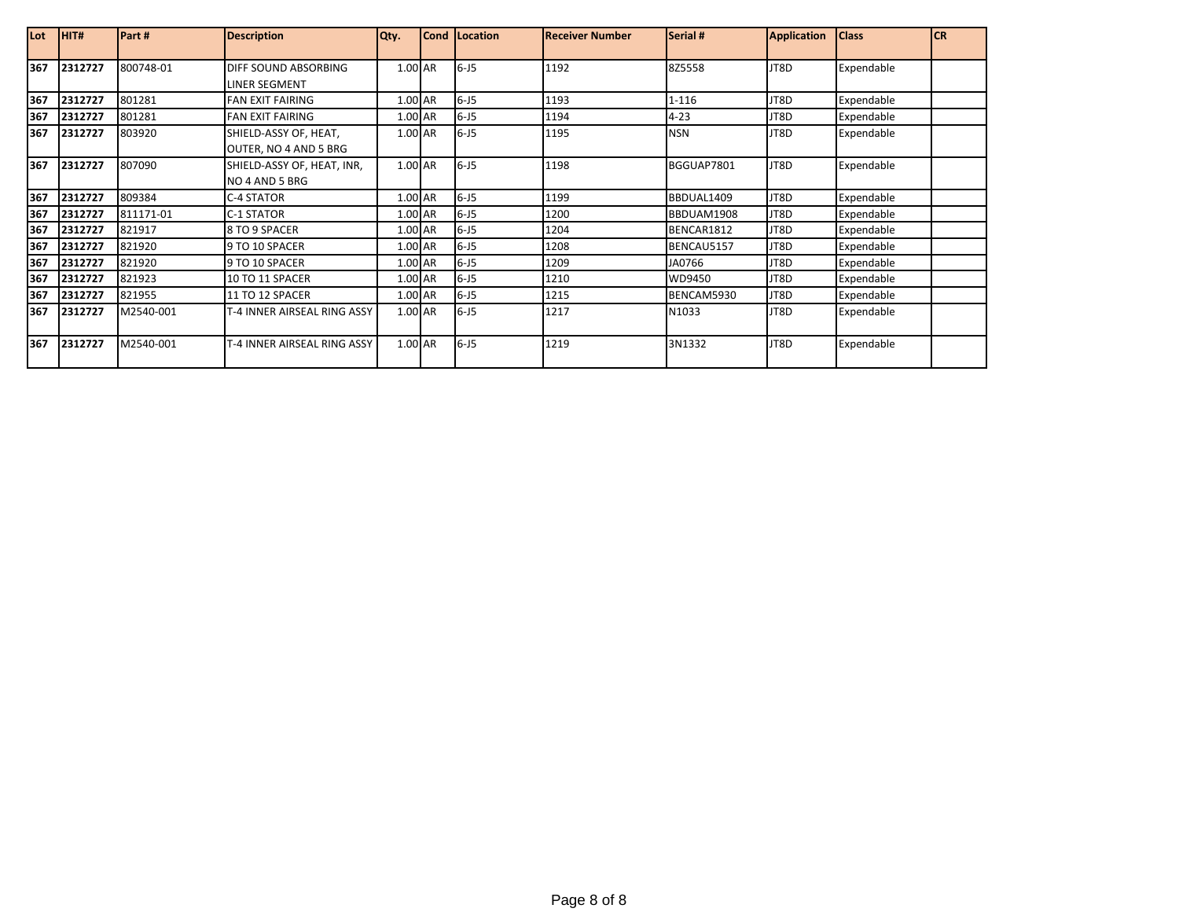| Lot | HIT# | Part # | Description | Qty. | Cond | Location | Receiver Number | Serial # | Application | Class | CR |
|---|---|---|---|---|---|---|---|---|---|---|---|
| 367 | 2312727 | 800748-01 | DIFF SOUND ABSORBING LINER SEGMENT | 1.00 | AR | 6-J5 | 1192 | 8Z5558 | JT8D | Expendable | |
| 367 | 2312727 | 801281 | FAN EXIT FAIRING | 1.00 | AR | 6-J5 | 1193 | 1-116 | JT8D | Expendable | |
| 367 | 2312727 | 801281 | FAN EXIT FAIRING | 1.00 | AR | 6-J5 | 1194 | 4-23 | JT8D | Expendable | |
| 367 | 2312727 | 803920 | SHIELD-ASSY OF, HEAT, OUTER, NO 4 AND 5 BRG | 1.00 | AR | 6-J5 | 1195 | NSN | JT8D | Expendable | |
| 367 | 2312727 | 807090 | SHIELD-ASSY OF, HEAT, INR, NO 4 AND 5 BRG | 1.00 | AR | 6-J5 | 1198 | BGGUAP7801 | JT8D | Expendable | |
| 367 | 2312727 | 809384 | C-4 STATOR | 1.00 | AR | 6-J5 | 1199 | BBDUAL1409 | JT8D | Expendable | |
| 367 | 2312727 | 811171-01 | C-1 STATOR | 1.00 | AR | 6-J5 | 1200 | BBDUAM1908 | JT8D | Expendable | |
| 367 | 2312727 | 821917 | 8 TO 9 SPACER | 1.00 | AR | 6-J5 | 1204 | BENCAR1812 | JT8D | Expendable | |
| 367 | 2312727 | 821920 | 9 TO 10 SPACER | 1.00 | AR | 6-J5 | 1208 | BENCAU5157 | JT8D | Expendable | |
| 367 | 2312727 | 821920 | 9 TO 10 SPACER | 1.00 | AR | 6-J5 | 1209 | JA0766 | JT8D | Expendable | |
| 367 | 2312727 | 821923 | 10 TO 11 SPACER | 1.00 | AR | 6-J5 | 1210 | WD9450 | JT8D | Expendable | |
| 367 | 2312727 | 821955 | 11 TO 12 SPACER | 1.00 | AR | 6-J5 | 1215 | BENCAM5930 | JT8D | Expendable | |
| 367 | 2312727 | M2540-001 | T-4 INNER AIRSEAL RING ASSY | 1.00 | AR | 6-J5 | 1217 | N1033 | JT8D | Expendable | |
| 367 | 2312727 | M2540-001 | T-4 INNER AIRSEAL RING ASSY | 1.00 | AR | 6-J5 | 1219 | 3N1332 | JT8D | Expendable | |